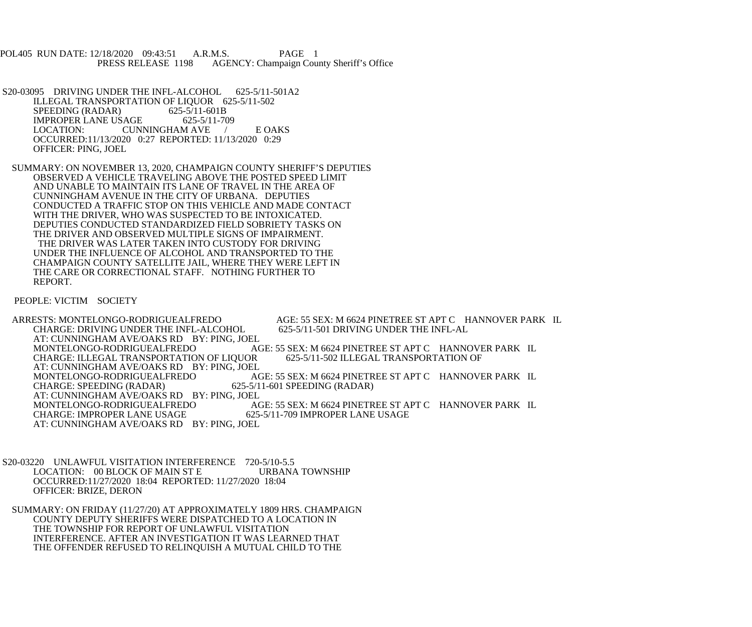POL405 RUN DATE: 12/18/2020 09:43:51 A.R.M.S. PAGE 1
PRESS RELEASE 1198 AGENCY: Champaign County Sheriff's Office

S20-03095 DRIVING UNDER THE INFL-ALCOHOL 625-5/11-501A2
ILLEGAL TRANSPORTATION OF LIQUOR 625-5/11-502
SPEEDING (RADAR) 625-5/11-601B
IMPROPER LANE USAGE 625-5/11-709
LOCATION: CUNNINGHAM AVE / E OAKS
OCCURRED:11/13/2020 0:27 REPORTED: 11/13/2020 0:29
OFFICER: PING, JOEL

SUMMARY: ON NOVEMBER 13, 2020, CHAMPAIGN COUNTY SHERIFF'S DEPUTIES OBSERVED A VEHICLE TRAVELING ABOVE THE POSTED SPEED LIMIT AND UNABLE TO MAINTAIN ITS LANE OF TRAVEL IN THE AREA OF CUNNINGHAM AVENUE IN THE CITY OF URBANA. DEPUTIES CONDUCTED A TRAFFIC STOP ON THIS VEHICLE AND MADE CONTACT WITH THE DRIVER, WHO WAS SUSPECTED TO BE INTOXICATED. DEPUTIES CONDUCTED STANDARDIZED FIELD SOBRIETY TASKS ON THE DRIVER AND OBSERVED MULTIPLE SIGNS OF IMPAIRMENT. THE DRIVER WAS LATER TAKEN INTO CUSTODY FOR DRIVING UNDER THE INFLUENCE OF ALCOHOL AND TRANSPORTED TO THE CHAMPAIGN COUNTY SATELLITE JAIL, WHERE THEY WERE LEFT IN THE CARE OR CORRECTIONAL STAFF. NOTHING FURTHER TO REPORT.

PEOPLE: VICTIM SOCIETY

ARRESTS: MONTELONGO-RODRIGUEALFREDO AGE: 55 SEX: M 6624 PINETREE ST APT C HANNOVER PARK IL
CHARGE: DRIVING UNDER THE INFL-ALCOHOL 625-5/11-501 DRIVING UNDER THE INFL-AL
AT: CUNNINGHAM AVE/OAKS RD BY: PING, JOEL
MONTELONGO-RODRIGUEALFREDO AGE: 55 SEX: M 6624 PINETREE ST APT C HANNOVER PARK IL
CHARGE: ILLEGAL TRANSPORTATION OF LIQUOR 625-5/11-502 ILLEGAL TRANSPORTATION OF
AT: CUNNINGHAM AVE/OAKS RD BY: PING, JOEL
MONTELONGO-RODRIGUEALFREDO AGE: 55 SEX: M 6624 PINETREE ST APT C HANNOVER PARK IL
CHARGE: SPEEDING (RADAR) 625-5/11-601 SPEEDING (RADAR)
AT: CUNNINGHAM AVE/OAKS RD BY: PING, JOEL
MONTELONGO-RODRIGUEALFREDO AGE: 55 SEX: M 6624 PINETREE ST APT C HANNOVER PARK IL
CHARGE: IMPROPER LANE USAGE 625-5/11-709 IMPROPER LANE USAGE
AT: CUNNINGHAM AVE/OAKS RD BY: PING, JOEL

S20-03220 UNLAWFUL VISITATION INTERFERENCE 720-5/10-5.5
LOCATION: 00 BLOCK OF MAIN ST E URBANA TOWNSHIP
OCCURRED:11/27/2020 18:04 REPORTED: 11/27/2020 18:04
OFFICER: BRIZE, DERON

SUMMARY: ON FRIDAY (11/27/20) AT APPROXIMATELY 1809 HRS. CHAMPAIGN COUNTY DEPUTY SHERIFFS WERE DISPATCHED TO A LOCATION IN THE TOWNSHIP FOR REPORT OF UNLAWFUL VISITATION INTERFERENCE. AFTER AN INVESTIGATION IT WAS LEARNED THAT THE OFFENDER REFUSED TO RELINQUISH A MUTUAL CHILD TO THE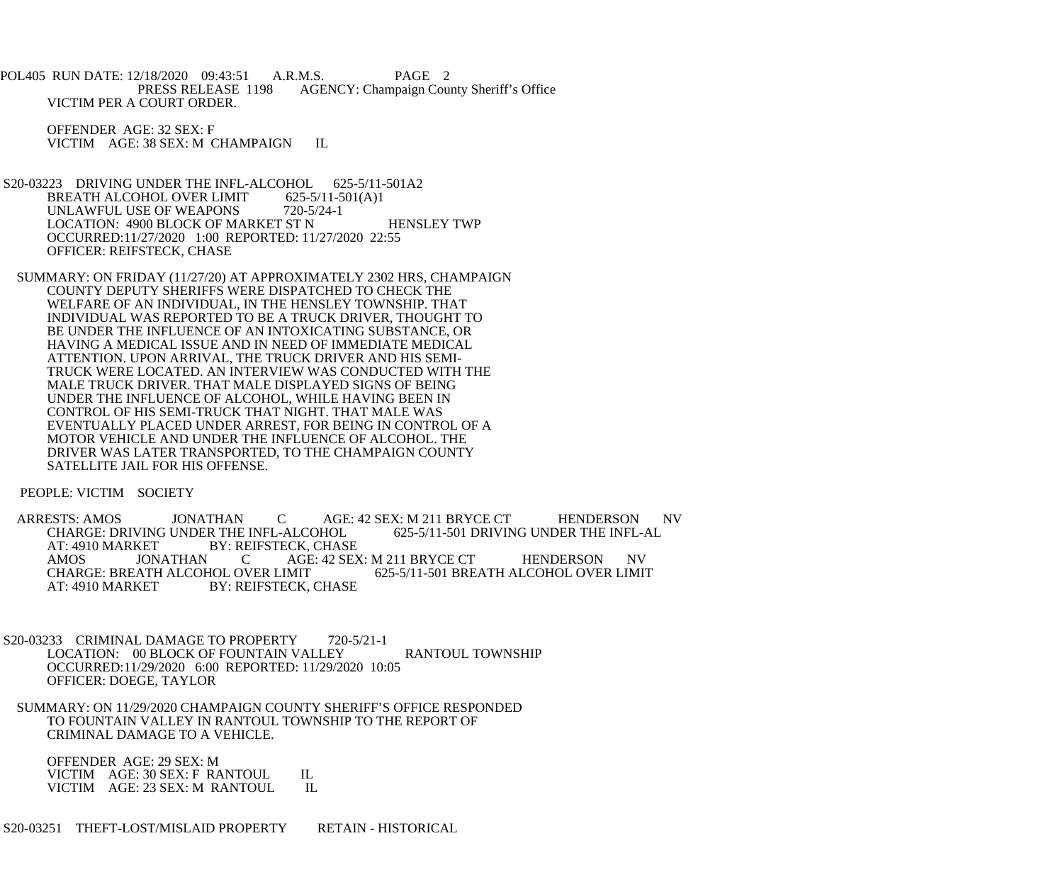VICTIM PER A COURT ORDER.

OFFENDER AGE: 32 SEX: F
VICTIM AGE: 38 SEX: M CHAMPAIGN IL

S20-03223 DRIVING UNDER THE INFL-ALCOHOL 625-5/11-501A2
BREATH ALCOHOL OVER LIMIT 625-5/11-501(A)1
UNLAWFUL USE OF WEAPONS 720-5/24-1
LOCATION: 4900 BLOCK OF MARKET ST N HENSLEY TWP
OCCURRED:11/27/2020 1:00 REPORTED: 11/27/2020 22:55
OFFICER: REIFSTECK, CHASE

SUMMARY: ON FRIDAY (11/27/20) AT APPROXIMATELY 2302 HRS, CHAMPAIGN COUNTY DEPUTY SHERIFFS WERE DISPATCHED TO CHECK THE WELFARE OF AN INDIVIDUAL, IN THE HENSLEY TOWNSHIP. THAT INDIVIDUAL WAS REPORTED TO BE A TRUCK DRIVER, THOUGHT TO BE UNDER THE INFLUENCE OF AN INTOXICATING SUBSTANCE, OR HAVING A MEDICAL ISSUE AND IN NEED OF IMMEDIATE MEDICAL ATTENTION. UPON ARRIVAL, THE TRUCK DRIVER AND HIS SEMI-TRUCK WERE LOCATED. AN INTERVIEW WAS CONDUCTED WITH THE MALE TRUCK DRIVER. THAT MALE DISPLAYED SIGNS OF BEING UNDER THE INFLUENCE OF ALCOHOL, WHILE HAVING BEEN IN CONTROL OF HIS SEMI-TRUCK THAT NIGHT. THAT MALE WAS EVENTUALLY PLACED UNDER ARREST, FOR BEING IN CONTROL OF A MOTOR VEHICLE AND UNDER THE INFLUENCE OF ALCOHOL. THE DRIVER WAS LATER TRANSPORTED, TO THE CHAMPAIGN COUNTY SATELLITE JAIL FOR HIS OFFENSE.

PEOPLE: VICTIM SOCIETY

ARRESTS: AMOS JONATHAN C AGE: 42 SEX: M 211 BRYCE CT HENDERSON NV
CHARGE: DRIVING UNDER THE INFL-ALCOHOL 625-5/11-501 DRIVING UNDER THE INFL-AL
AT: 4910 MARKET BY: REIFSTECK, CHASE
AMOS JONATHAN C AGE: 42 SEX: M 211 BRYCE CT HENDERSON NV
CHARGE: BREATH ALCOHOL OVER LIMIT 625-5/11-501 BREATH ALCOHOL OVER LIMIT
AT: 4910 MARKET BY: REIFSTECK, CHASE

S20-03233 CRIMINAL DAMAGE TO PROPERTY 720-5/21-1
LOCATION: 00 BLOCK OF FOUNTAIN VALLEY RANTOUL TOWNSHIP
OCCURRED:11/29/2020 6:00 REPORTED: 11/29/2020 10:05
OFFICER: DOEGE, TAYLOR

SUMMARY: ON 11/29/2020 CHAMPAIGN COUNTY SHERIFF'S OFFICE RESPONDED TO FOUNTAIN VALLEY IN RANTOUL TOWNSHIP TO THE REPORT OF CRIMINAL DAMAGE TO A VEHICLE.

OFFENDER AGE: 29 SEX: M
VICTIM AGE: 30 SEX: F RANTOUL IL
VICTIM AGE: 23 SEX: M RANTOUL IL

S20-03251 THEFT-LOST/MISLAID PROPERTY RETAIN - HISTORICAL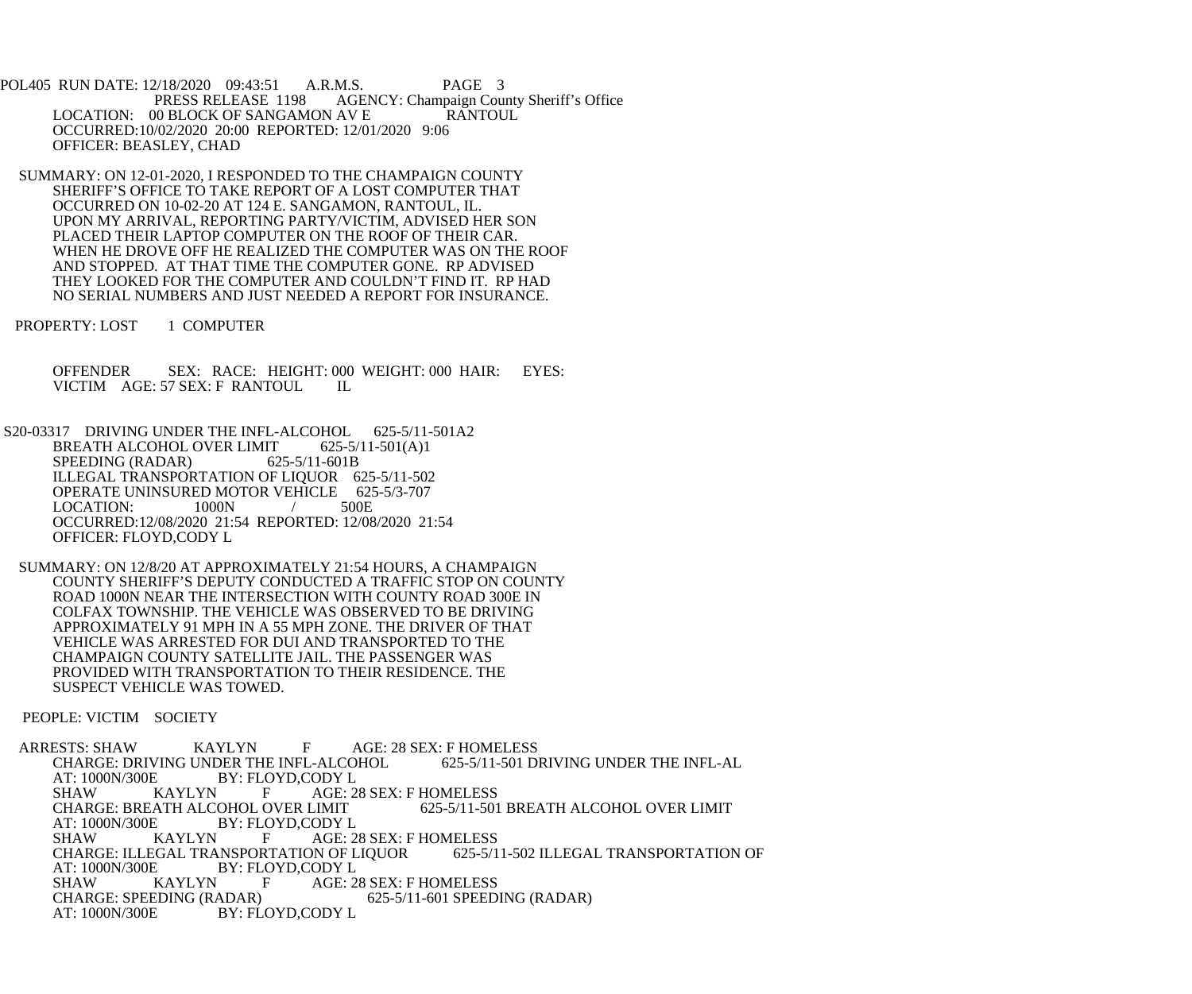POL405 RUN DATE: 12/18/2020 09:43:51 A.R.M.S. PAGE 3
PRESS RELEASE 1198 AGENCY: Champaign County Sheriff's Office
LOCATION: 00 BLOCK OF SANGAMON AV E RANTOUL
OCCURRED:10/02/2020 20:00 REPORTED: 12/01/2020 9:06
OFFICER: BEASLEY, CHAD

SUMMARY: ON 12-01-2020, I RESPONDED TO THE CHAMPAIGN COUNTY SHERIFF'S OFFICE TO TAKE REPORT OF A LOST COMPUTER THAT OCCURRED ON 10-02-20 AT 124 E. SANGAMON, RANTOUL, IL. UPON MY ARRIVAL, REPORTING PARTY/VICTIM, ADVISED HER SON PLACED THEIR LAPTOP COMPUTER ON THE ROOF OF THEIR CAR. WHEN HE DROVE OFF HE REALIZED THE COMPUTER WAS ON THE ROOF AND STOPPED. AT THAT TIME THE COMPUTER GONE. RP ADVISED THEY LOOKED FOR THE COMPUTER AND COULDN'T FIND IT. RP HAD NO SERIAL NUMBERS AND JUST NEEDED A REPORT FOR INSURANCE.

PROPERTY: LOST 1 COMPUTER

OFFENDER SEX: RACE: HEIGHT: 000 WEIGHT: 000 HAIR: EYES:
VICTIM AGE: 57 SEX: F RANTOUL IL

S20-03317 DRIVING UNDER THE INFL-ALCOHOL 625-5/11-501A2
BREATH ALCOHOL OVER LIMIT 625-5/11-501(A)1
SPEEDING (RADAR) 625-5/11-601B
ILLEGAL TRANSPORTATION OF LIQUOR 625-5/11-502
OPERATE UNINSURED MOTOR VEHICLE 625-5/3-707
LOCATION: 1000N / 500E
OCCURRED:12/08/2020 21:54 REPORTED: 12/08/2020 21:54
OFFICER: FLOYD,CODY L

SUMMARY: ON 12/8/20 AT APPROXIMATELY 21:54 HOURS, A CHAMPAIGN COUNTY SHERIFF'S DEPUTY CONDUCTED A TRAFFIC STOP ON COUNTY ROAD 1000N NEAR THE INTERSECTION WITH COUNTY ROAD 300E IN COLFAX TOWNSHIP. THE VEHICLE WAS OBSERVED TO BE DRIVING APPROXIMATELY 91 MPH IN A 55 MPH ZONE. THE DRIVER OF THAT VEHICLE WAS ARRESTED FOR DUI AND TRANSPORTED TO THE CHAMPAIGN COUNTY SATELLITE JAIL. THE PASSENGER WAS PROVIDED WITH TRANSPORTATION TO THEIR RESIDENCE. THE SUSPECT VEHICLE WAS TOWED.

PEOPLE: VICTIM SOCIETY

ARRESTS: SHAW KAYLYN F AGE: 28 SEX: F HOMELESS
CHARGE: DRIVING UNDER THE INFL-ALCOHOL 625-5/11-501 DRIVING UNDER THE INFL-AL
AT: 1000N/300E BY: FLOYD,CODY L
SHAW KAYLYN F AGE: 28 SEX: F HOMELESS
CHARGE: BREATH ALCOHOL OVER LIMIT 625-5/11-501 BREATH ALCOHOL OVER LIMIT
AT: 1000N/300E BY: FLOYD,CODY L
SHAW KAYLYN F AGE: 28 SEX: F HOMELESS
CHARGE: ILLEGAL TRANSPORTATION OF LIQUOR 625-5/11-502 ILLEGAL TRANSPORTATION OF
AT: 1000N/300E BY: FLOYD,CODY L
SHAW KAYLYN F AGE: 28 SEX: F HOMELESS
CHARGE: SPEEDING (RADAR) 625-5/11-601 SPEEDING (RADAR)
AT: 1000N/300E BY: FLOYD,CODY L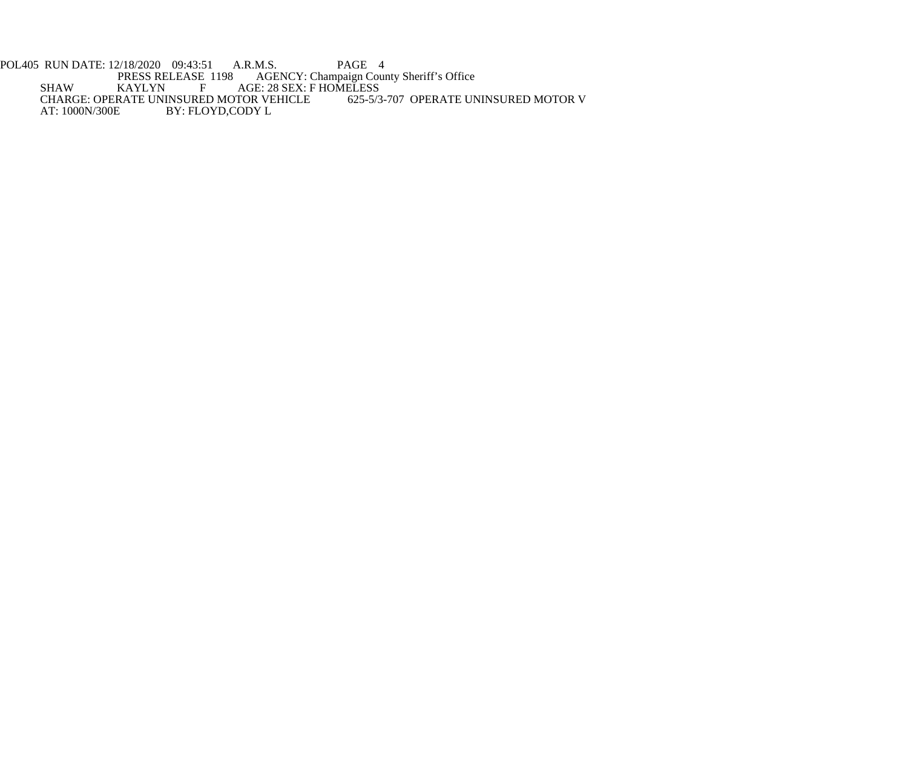POL405 RUN DATE: 12/18/2020 09:43:51 A.R.M.S. PAGE 4

PRESS RELEASE 1198 AGENCY: Champaign County Sheriff's Office

SHAW KAYLYN F AGE: 28 SEX: F HOMELESS

CHARGE: OPERATE UNINSURED MOTOR VEHICLE 625-5/3-707 OPERATE UNINSURED MOTOR V

AT: 1000N/300E BY: FLOYD,CODY L